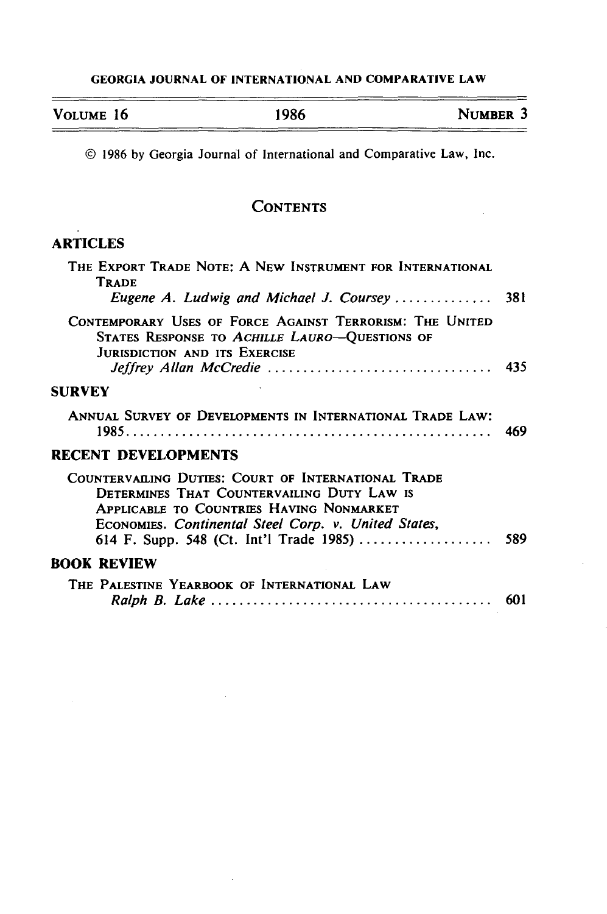GEORGIA JOURNAL OF INTERNATIONAL AND COMPARATIVE LAW

| VOLUME 16 | 1986 | NUMBER 3 |
|---|---|---|

© 1986 by Georgia Journal of International and Comparative Law, Inc.

# CONTENTS

## ARTICLES

THE EXPORT TRADE NOTE: A NEW INSTRUMENT FOR INTERNATIONAL TRADE
*Eugene A. Ludwig and Michael J. Coursey* .............. 381

CONTEMPORARY USES OF FORCE AGAINST TERRORISM: THE UNITED STATES RESPONSE TO *ACHILLE LAURO*—QUESTIONS OF JURISDICTION AND ITS EXERCISE
*Jeffrey Allan McCredie* ................................ 435

## SURVEY

ANNUAL SURVEY OF DEVELOPMENTS IN INTERNATIONAL TRADE LAW: 1985.................................................... 469

## RECENT DEVELOPMENTS

COUNTERVAILING DUTIES: COURT OF INTERNATIONAL TRADE DETERMINES THAT COUNTERVAILING DUTY LAW IS APPLICABLE TO COUNTRIES HAVING NONMARKET ECONOMIES. *Continental Steel Corp. v. United States*, 614 F. Supp. 548 (Ct. Int'l Trade 1985) ................... 589

## BOOK REVIEW

THE PALESTINE YEARBOOK OF INTERNATIONAL LAW
*Ralph B. Lake* ........................................ 601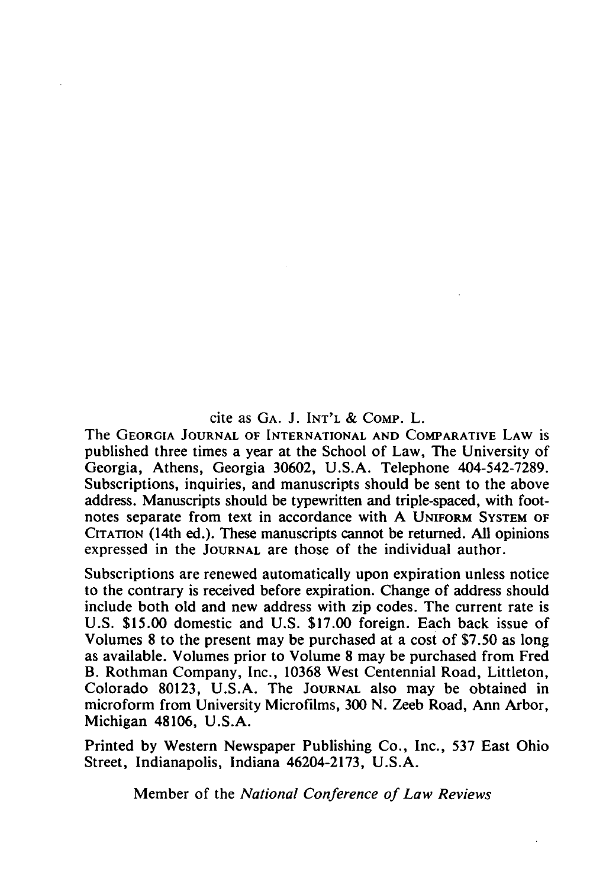cite as GA. J. INT'L & COMP. L.

The GEORGIA JOURNAL OF INTERNATIONAL AND COMPARATIVE LAW is published three times a year at the School of Law, The University of Georgia, Athens, Georgia 30602, U.S.A. Telephone 404-542-7289. Subscriptions, inquiries, and manuscripts should be sent to the above address. Manuscripts should be typewritten and triple-spaced, with footnotes separate from text in accordance with A UNIFORM SYSTEM OF CITATION (14th ed.). These manuscripts cannot be returned. All opinions expressed in the JOURNAL are those of the individual author.

Subscriptions are renewed automatically upon expiration unless notice to the contrary is received before expiration. Change of address should include both old and new address with zip codes. The current rate is U.S. $15.00 domestic and U.S. $17.00 foreign. Each back issue of Volumes 8 to the present may be purchased at a cost of $7.50 as long as available. Volumes prior to Volume 8 may be purchased from Fred B. Rothman Company, Inc., 10368 West Centennial Road, Littleton, Colorado 80123, U.S.A. The JOURNAL also may be obtained in microform from University Microfilms, 300 N. Zeeb Road, Ann Arbor, Michigan 48106, U.S.A.

Printed by Western Newspaper Publishing Co., Inc., 537 East Ohio Street, Indianapolis, Indiana 46204-2173, U.S.A.

Member of the *National Conference of Law Reviews*